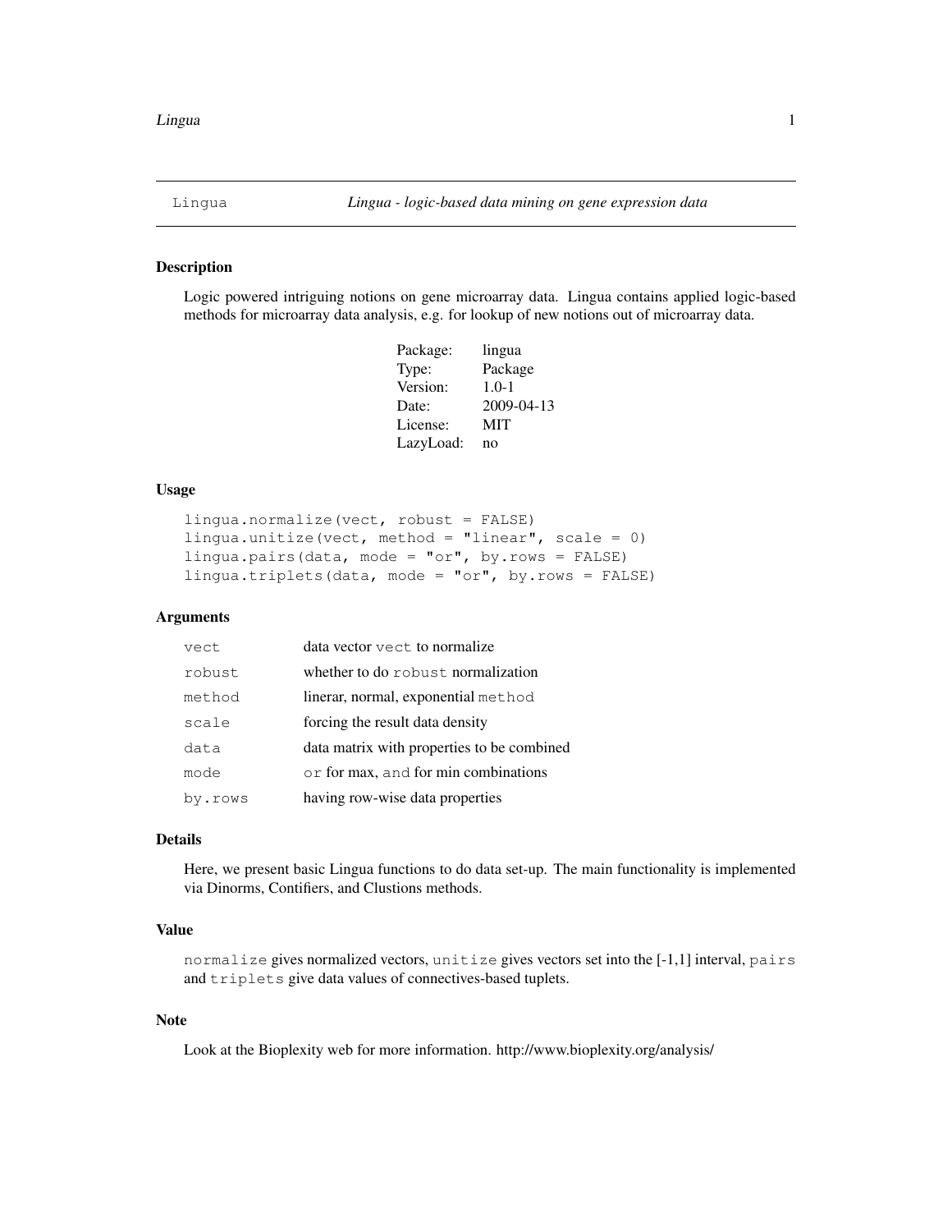Lingua *Lingua - logic-based data mining on gene expression data*

### Description

Logic powered intriguing notions on gene microarray data. Lingua contains applied logic-based methods for microarray data analysis, e.g. for lookup of new notions out of microarray data.

| | |
|---|---|
| Package: | lingua |
| Type: | Package |
| Version: | 1.0-1 |
| Date: | 2009-04-13 |
| License: | MIT |
| LazyLoad: | no |

### Usage

```
lingua.normalize(vect, robust = FALSE)
lingua.unitize(vect, method = "linear", scale = 0)
lingua.pairs(data, mode = "or", by.rows = FALSE)
lingua.triplets(data, mode = "or", by.rows = FALSE)
```

### Arguments

| | |
|---|---|
| `vect` | data vector `vect` to normalize |
| `robust` | whether to do `robust` normalization |
| `method` | linerar, normal, exponential `method` |
| `scale` | forcing the result data density |
| `data` | data matrix with properties to be combined |
| `mode` | `or` for max, `and` for min combinations |
| `by.rows` | having row-wise data properties |

### Details

Here, we present basic Lingua functions to do data set-up. The main functionality is implemented via Dinorms, Contifiers, and Clustions methods.

### Value

`normalize` gives normalized vectors, `unitize` gives vectors set into the [-1,1] interval, `pairs` and `triplets` give data values of connectives-based tuplets.

### Note

Look at the Bioplexity web for more information. http://www.bioplexity.org/analysis/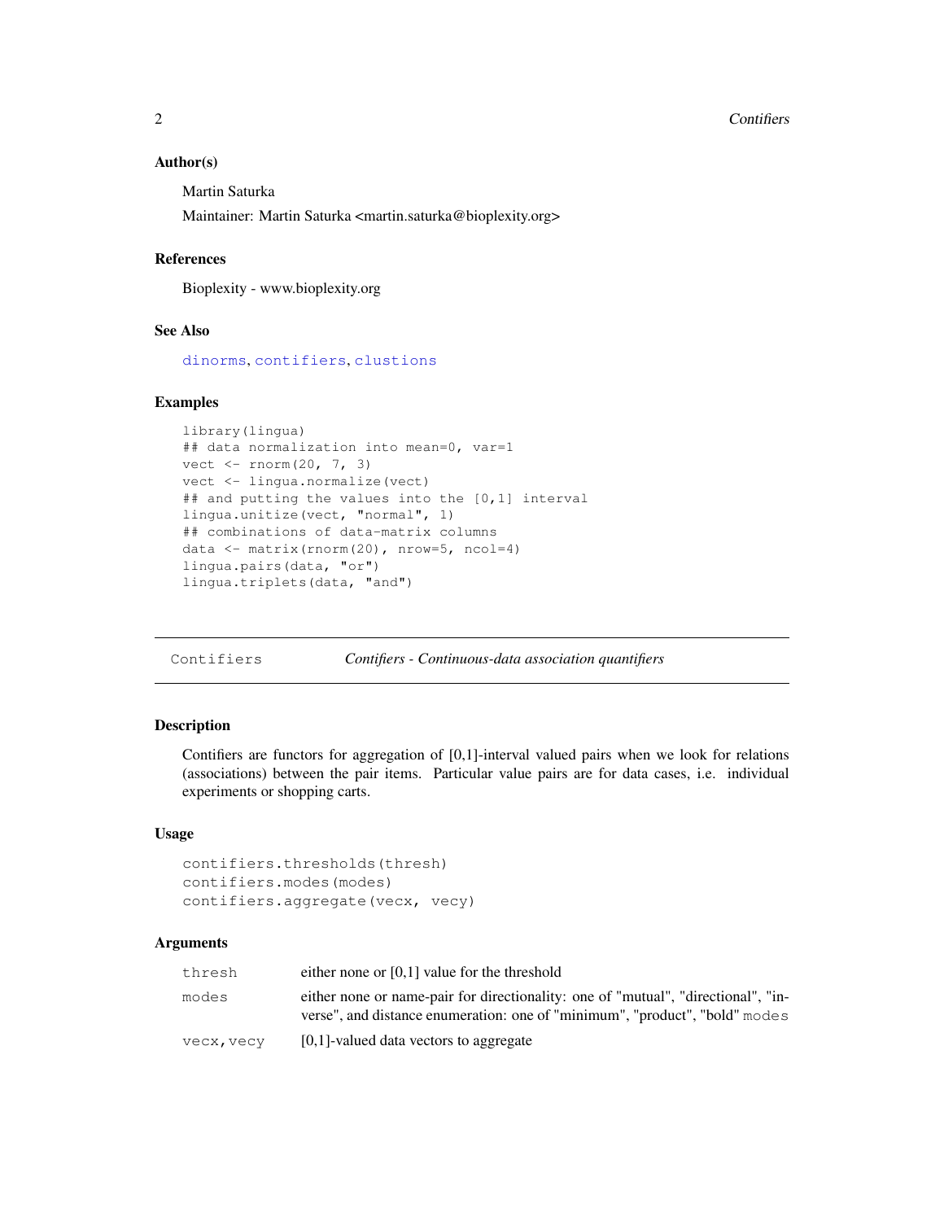### Author(s)

Martin Saturka

Maintainer: Martin Saturka <martin.saturka@bioplexity.org>

### References

Bioplexity - www.bioplexity.org

### See Also

`dinorms`, `contifiers`, `clustions`

### Examples

```
library(lingua)
## data normalization into mean=0, var=1
vect <- rnorm(20, 7, 3)
vect <- lingua.normalize(vect)
## and putting the values into the [0,1] interval
lingua.unitize(vect, "normal", 1)
## combinations of data-matrix columns
data <- matrix(rnorm(20), nrow=5, ncol=4)
lingua.pairs(data, "or")
lingua.triplets(data, "and")
```

---

## `Contifiers` *Contifiers - Continuous-data association quantifiers*

---

### Description

Contifiers are functors for aggregation of [0,1]-interval valued pairs when we look for relations (associations) between the pair items. Particular value pairs are for data cases, i.e. individual experiments or shopping carts.

### Usage

```
contifiers.thresholds(thresh)
contifiers.modes(modes)
contifiers.aggregate(vecx, vecy)
```

### Arguments

| | |
|---|---|
| `thresh` | either none or [0,1] value for the threshold |
| `modes` | either none or name-pair for directionality: one of "mutual", "directional", "inverse", and distance enumeration: one of "minimum", "product", "bold" `modes` |
| `vecx,vecy` | [0,1]-valued data vectors to aggregate |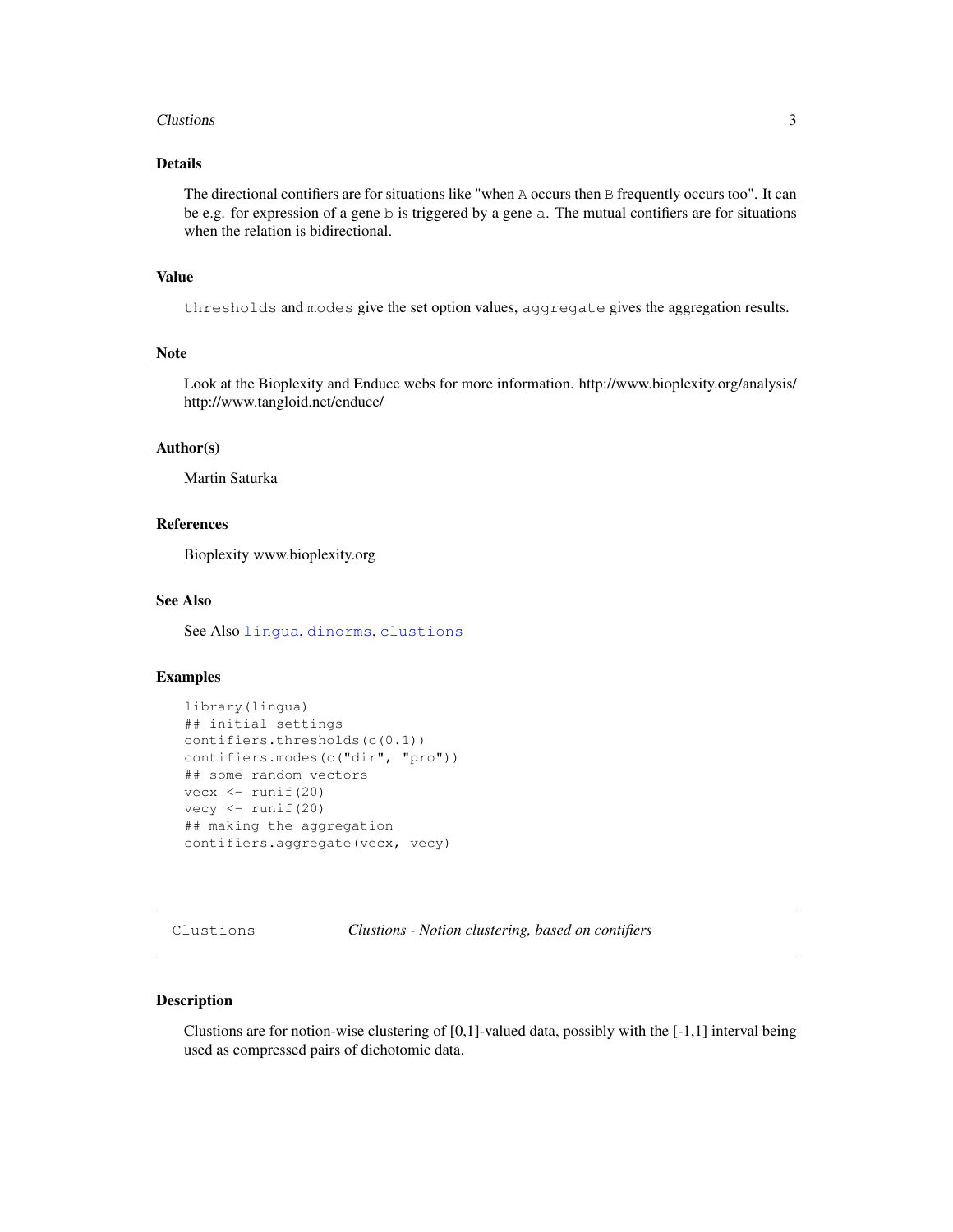## Details

The directional contifiers are for situations like "when `A` occurs then `B` frequently occurs too". It can be e.g. for expression of a gene `b` is triggered by a gene `a`. The mutual contifiers are for situations when the relation is bidirectional.

## Value

`thresholds` and `modes` give the set option values, `aggregate` gives the aggregation results.

## Note

Look at the Bioplexity and Enduce webs for more information. http://www.bioplexity.org/analysis/ http://www.tangloid.net/enduce/

## Author(s)

Martin Saturka

## References

Bioplexity www.bioplexity.org

## See Also

See Also `lingua`, `dinorms`, `clustions`

## Examples

```
library(lingua)
## initial settings
contifiers.thresholds(c(0.1))
contifiers.modes(c("dir", "pro"))
## some random vectors
vecx <- runif(20)
vecy <- runif(20)
## making the aggregation
contifiers.aggregate(vecx, vecy)
```

---

# Clustions — *Clustions - Notion clustering, based on contifiers*

## Description

Clustions are for notion-wise clustering of [0,1]-valued data, possibly with the [-1,1] interval being used as compressed pairs of dichotomic data.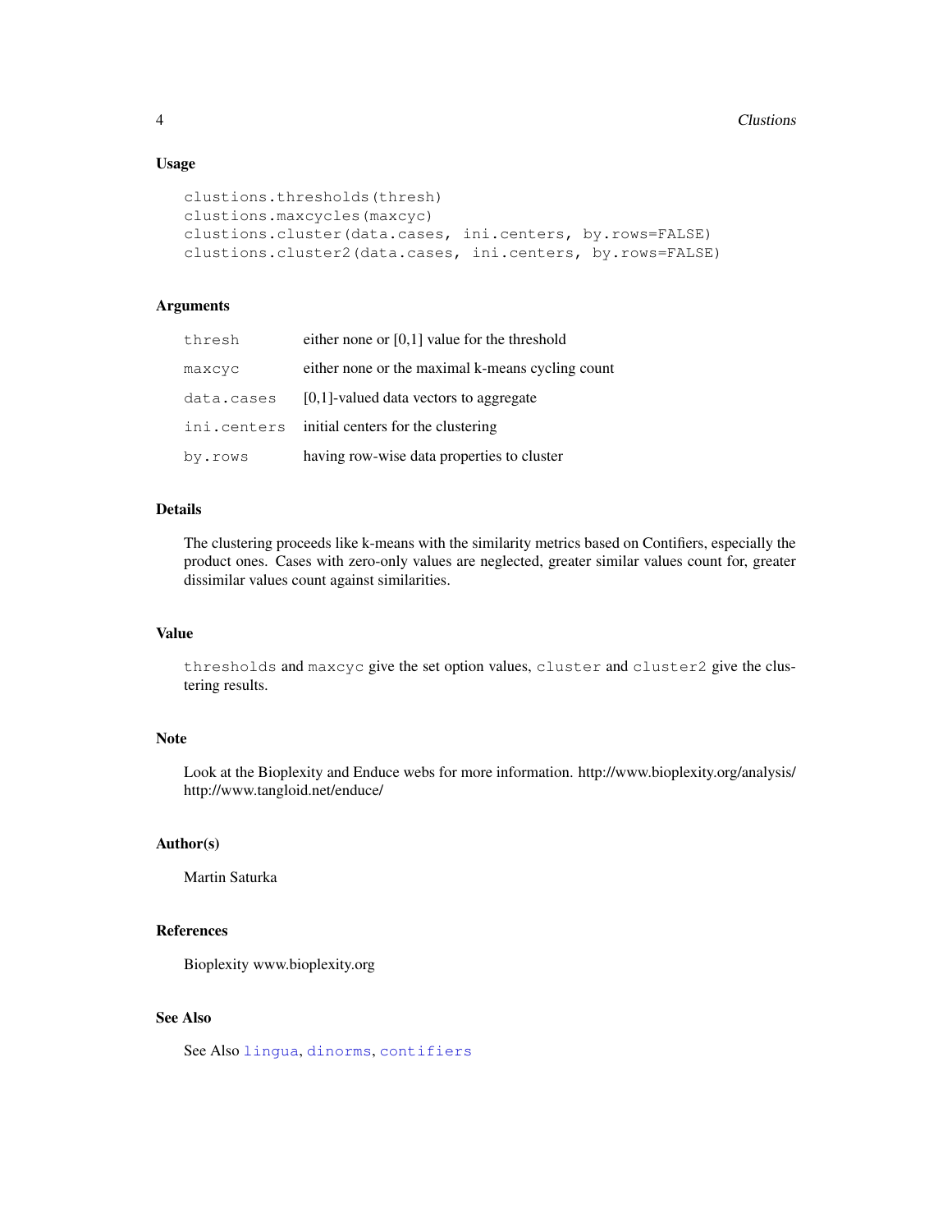### Usage

```
clustions.thresholds(thresh)
clustions.maxcycles(maxcyc)
clustions.cluster(data.cases, ini.centers, by.rows=FALSE)
clustions.cluster2(data.cases, ini.centers, by.rows=FALSE)
```

### Arguments

| | |
|---|---|
| `thresh` | either none or [0,1] value for the threshold |
| `maxcyc` | either none or the maximal k-means cycling count |
| `data.cases` | [0,1]-valued data vectors to aggregate |
| `ini.centers` | initial centers for the clustering |
| `by.rows` | having row-wise data properties to cluster |

### Details

The clustering proceeds like k-means with the similarity metrics based on Contifiers, especially the product ones. Cases with zero-only values are neglected, greater similar values count for, greater dissimilar values count against similarities.

### Value

`thresholds` and `maxcyc` give the set option values, `cluster` and `cluster2` give the clustering results.

### Note

Look at the Bioplexity and Enduce webs for more information. http://www.bioplexity.org/analysis/ http://www.tangloid.net/enduce/

### Author(s)

Martin Saturka

### References

Bioplexity www.bioplexity.org

### See Also

See Also `lingua`, `dinorms`, `contifiers`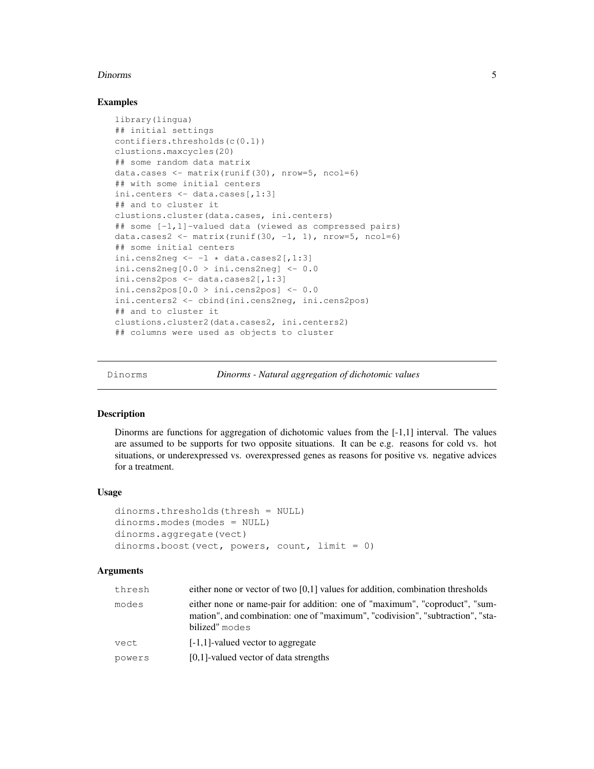### Examples

```
library(lingua)
## initial settings
contifiers.thresholds(c(0.1))
clustions.maxcycles(20)
## some random data matrix
data.cases <- matrix(runif(30), nrow=5, ncol=6)
## with some initial centers
ini.centers <- data.cases[,1:3]
## and to cluster it
clustions.cluster(data.cases, ini.centers)
## some [-1,1]-valued data (viewed as compressed pairs)
data.cases2 <- matrix(runif(30, -1, 1), nrow=5, ncol=6)
## some initial centers
ini.cens2neg <- -1 * data.cases2[,1:3]
ini.cens2neg[0.0 > ini.cens2neg] <- 0.0
ini.cens2pos <- data.cases2[,1:3]
ini.cens2pos[0.0 > ini.cens2pos] <- 0.0
ini.centers2 <- cbind(ini.cens2neg, ini.cens2pos)
## and to cluster it
clustions.cluster2(data.cases2, ini.centers2)
## columns were used as objects to cluster
```

---

## Dinorms — *Dinorms - Natural aggregation of dichotomic values*

---

### Description

Dinorms are functions for aggregation of dichotomic values from the [-1,1] interval. The values are assumed to be supports for two opposite situations. It can be e.g. reasons for cold vs. hot situations, or underexpressed vs. overexpressed genes as reasons for positive vs. negative advices for a treatment.

### Usage

```
dinorms.thresholds(thresh = NULL)
dinorms.modes(modes = NULL)
dinorms.aggregate(vect)
dinorms.boost(vect, powers, count, limit = 0)
```

### Arguments

| | |
|---|---|
| `thresh` | either none or vector of two [0,1] values for addition, combination thresholds |
| `modes` | either none or name-pair for addition: one of "maximum", "coproduct", "summation", and combination: one of "maximum", "codivision", "subtraction", "stabilized" `modes` |
| `vect` | [-1,1]-valued vector to aggregate |
| `powers` | [0,1]-valued vector of data strengths |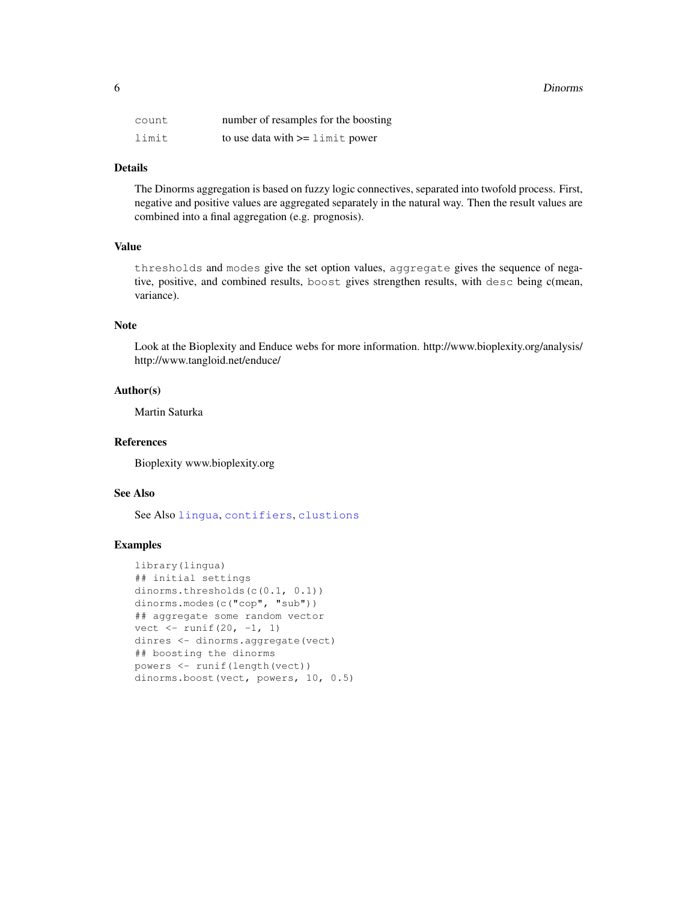| | |
|---|---|
| `count` | number of resamples for the boosting |
| `limit` | to use data with >= `limit` power |

## Details

The Dinorms aggregation is based on fuzzy logic connectives, separated into twofold process. First, negative and positive values are aggregated separately in the natural way. Then the result values are combined into a final aggregation (e.g. prognosis).

## Value

`thresholds` and `modes` give the set option values, `aggregate` gives the sequence of negative, positive, and combined results, `boost` gives strengthen results, with `desc` being c(mean, variance).

## Note

Look at the Bioplexity and Enduce webs for more information. http://www.bioplexity.org/analysis/ http://www.tangloid.net/enduce/

## Author(s)

Martin Saturka

## References

Bioplexity www.bioplexity.org

## See Also

See Also `lingua`, `contifiers`, `clustions`

## Examples

```
library(lingua)
## initial settings
dinorms.thresholds(c(0.1, 0.1))
dinorms.modes(c("cop", "sub"))
## aggregate some random vector
vect <- runif(20, -1, 1)
dinres <- dinorms.aggregate(vect)
## boosting the dinorms
powers <- runif(length(vect))
dinorms.boost(vect, powers, 10, 0.5)
```